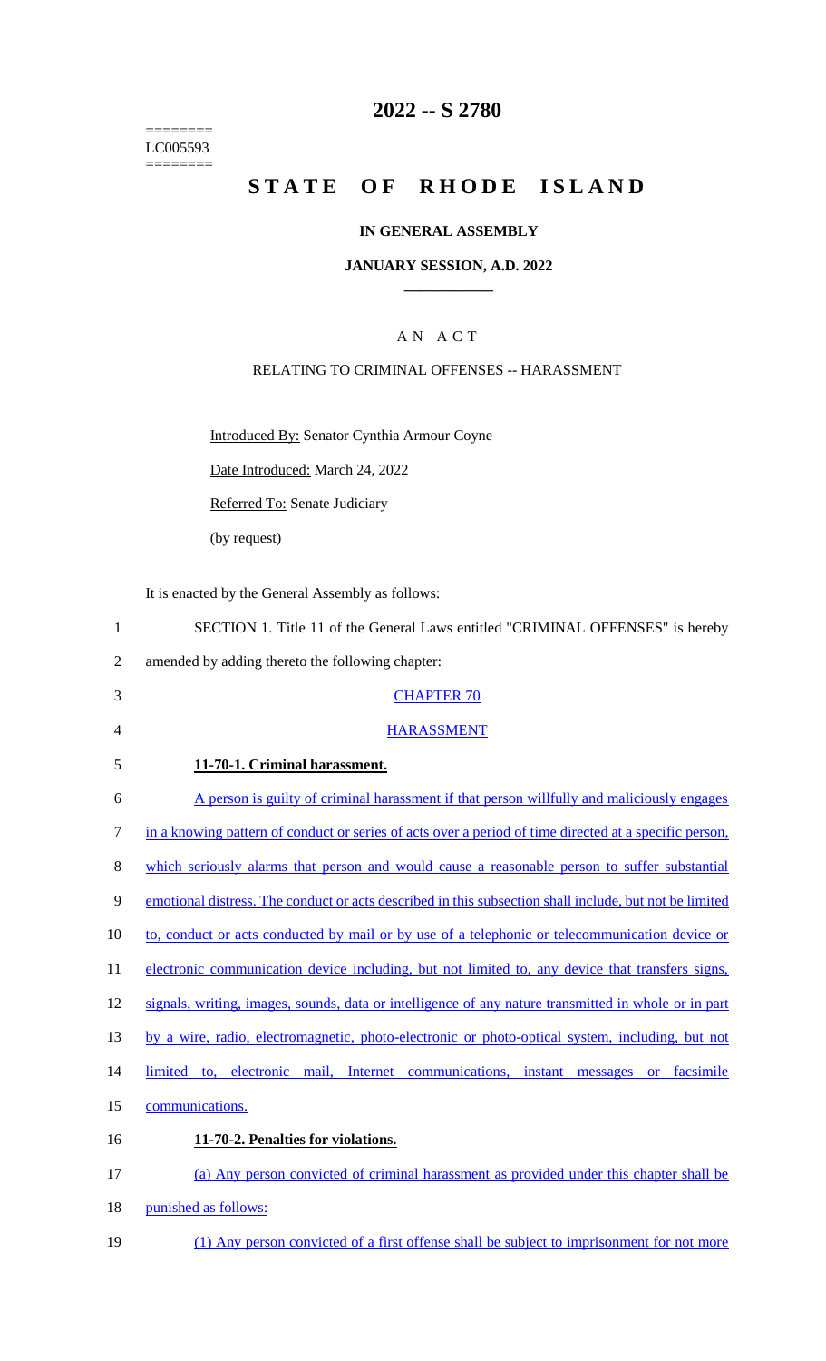========
LC005593
========

# 2022 -- S 2780

# STATE OF RHODE ISLAND

## IN GENERAL ASSEMBLY

### JANUARY SESSION, A.D. 2022

---

A N A C T

RELATING TO CRIMINAL OFFENSES -- HARASSMENT

Introduced By: Senator Cynthia Armour Coyne

Date Introduced: March 24, 2022

Referred To: Senate Judiciary

(by request)

It is enacted by the General Assembly as follows:

1 SECTION 1. Title 11 of the General Laws entitled "CRIMINAL OFFENSES" is hereby
2 amended by adding thereto the following chapter:

3 CHAPTER 70

4 HARASSMENT

5 **11-70-1. Criminal harassment.**

6 A person is guilty of criminal harassment if that person willfully and maliciously engages
7 in a knowing pattern of conduct or series of acts over a period of time directed at a specific person,
8 which seriously alarms that person and would cause a reasonable person to suffer substantial
9 emotional distress. The conduct or acts described in this subsection shall include, but not be limited
10 to, conduct or acts conducted by mail or by use of a telephonic or telecommunication device or
11 electronic communication device including, but not limited to, any device that transfers signs,
12 signals, writing, images, sounds, data or intelligence of any nature transmitted in whole or in part
13 by a wire, radio, electromagnetic, photo-electronic or photo-optical system, including, but not
14 limited to, electronic mail, Internet communications, instant messages or facsimile
15 communications.

16 **11-70-2. Penalties for violations.**

17 (a) Any person convicted of criminal harassment as provided under this chapter shall be
18 punished as follows:

19 (1) Any person convicted of a first offense shall be subject to imprisonment for not more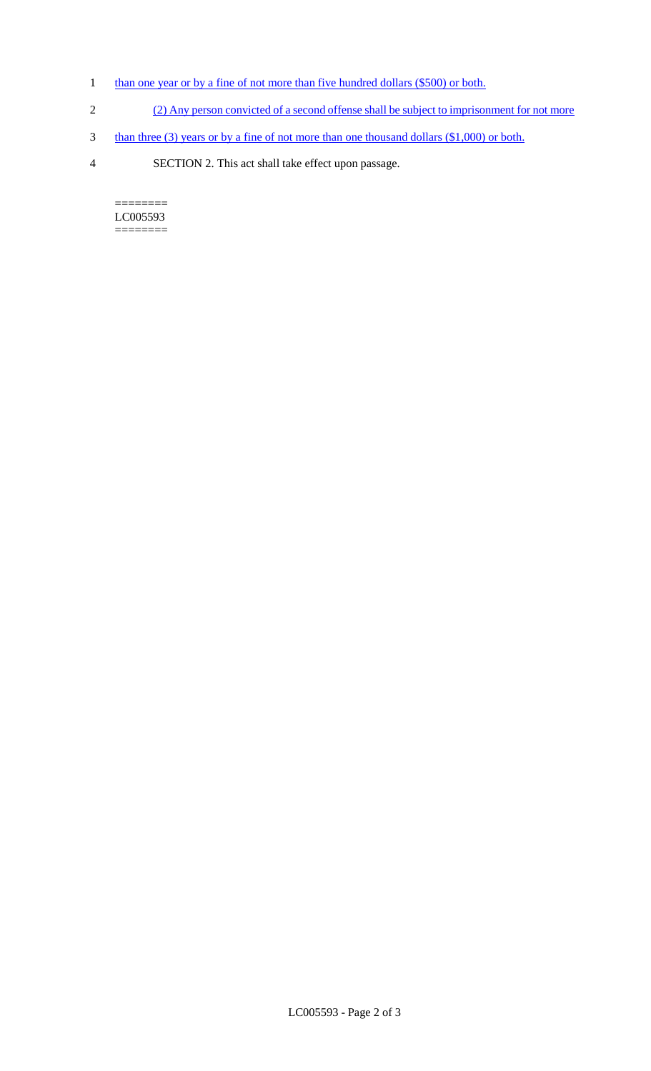than one year or by a fine of not more than five hundred dollars ($500) or both.

(2) Any person convicted of a second offense shall be subject to imprisonment for not more than three (3) years or by a fine of not more than one thousand dollars ($1,000) or both.

SECTION 2. This act shall take effect upon passage.

========
LC005593
========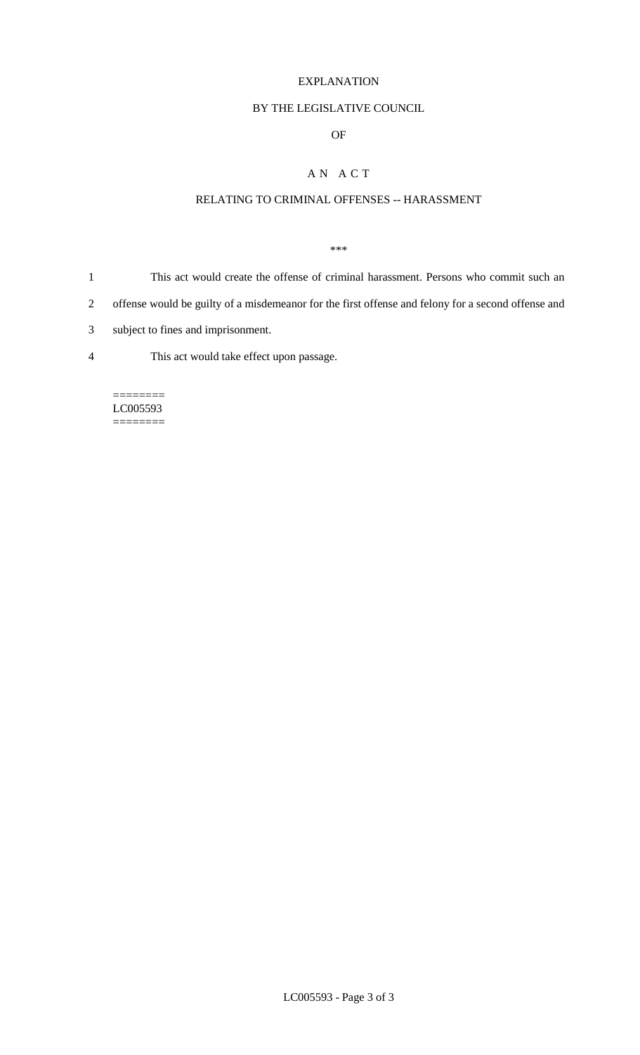EXPLANATION

BY THE LEGISLATIVE COUNCIL

OF

A N A C T

RELATING TO CRIMINAL OFFENSES -- HARASSMENT

\*\*\*

This act would create the offense of criminal harassment. Persons who commit such an offense would be guilty of a misdemeanor for the first offense and felony for a second offense and subject to fines and imprisonment.

This act would take effect upon passage.

========
LC005593
========